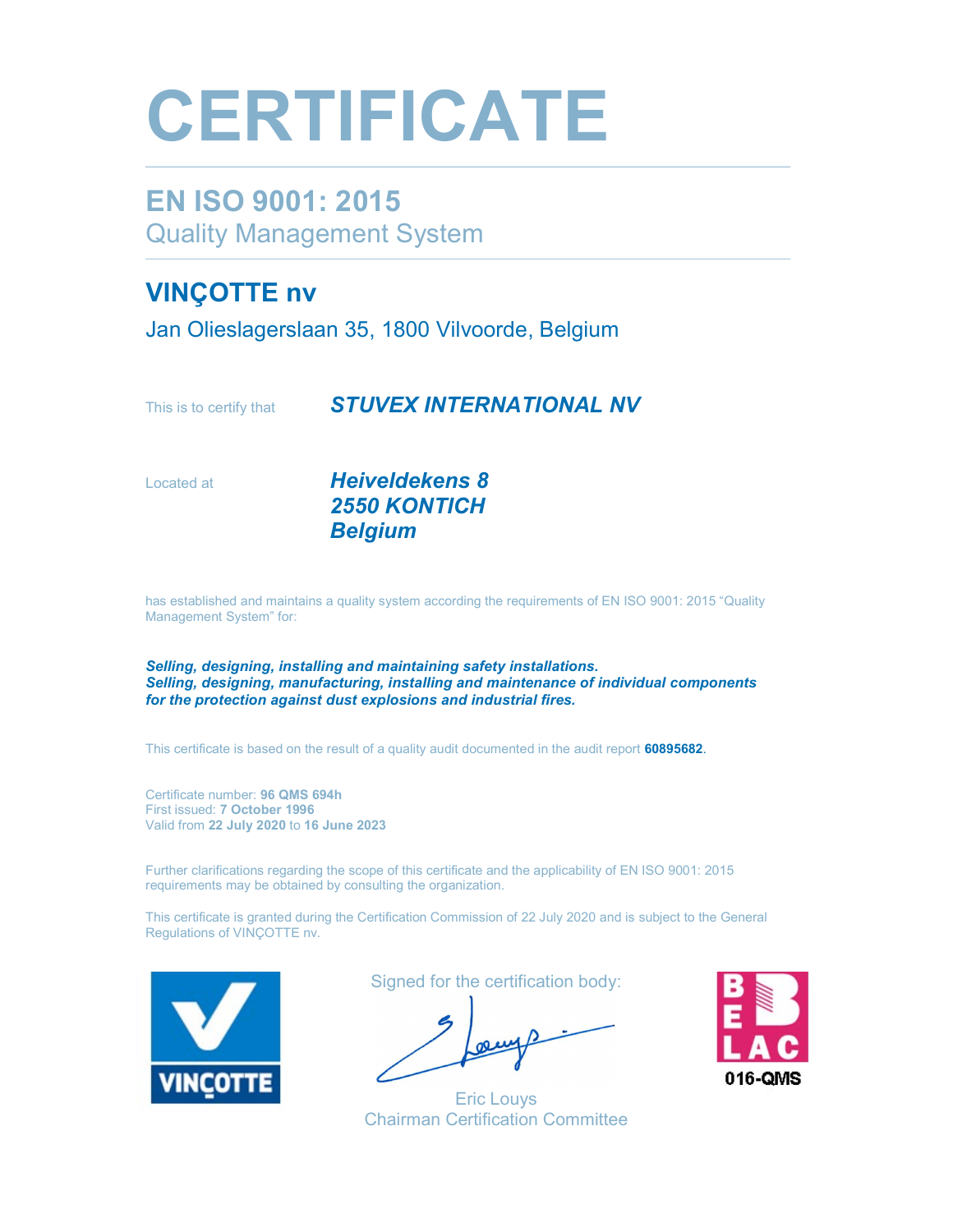# CERTIFICATE

## EN ISO 9001: 2015

Quality Management System

## VINÇOTTE nv

Jan Olieslagerslaan 35, 1800 Vilvoorde, Belgium

This is to certify that **_STUVEX INTERNATIONAL NV_**

Located at **_Heiveldekens 8_**
**_2550 KONTICH_**
**_Belgium_**

has established and maintains a quality system according the requirements of EN ISO 9001: 2015 “Quality Management System” for:

**_Selling, designing, installing and maintaining safety installations._**
**_Selling, designing, manufacturing, installing and maintenance of individual components for the protection against dust explosions and industrial fires._**

This certificate is based on the result of a quality audit documented in the audit report **60895682**.

Certificate number: **96 QMS 694h**
First issued: **7 October 1996**
Valid from **22 July 2020** to **16 June 2023**

Further clarifications regarding the scope of this certificate and the applicability of EN ISO 9001: 2015 requirements may be obtained by consulting the organization.

This certificate is granted during the Certification Commission of 22 July 2020 and is subject to the General Regulations of VINÇOTTE nv.

VINÇOTTE

Signed for the certification body:

Eric Louys
Chairman Certification Committee

BELAC
016-QMS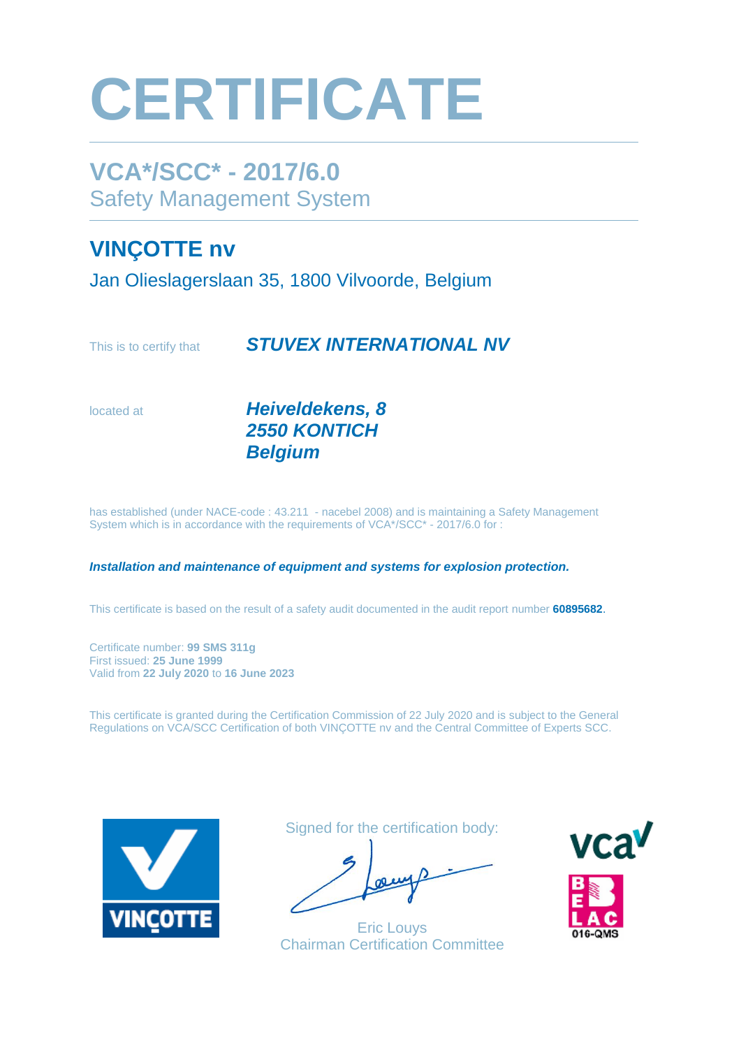# CERTIFICATE

## VCA*/SCC* - 2017/6.0
Safety Management System

## VINÇOTTE nv
Jan Olieslagerslaan 35, 1800 Vilvoorde, Belgium

This is to certify that ***STUVEX INTERNATIONAL NV***

located at ***Heiveldekens, 8***
***2550 KONTICH***
***Belgium***

has established (under NACE-code : 43.211 - nacebel 2008) and is maintaining a Safety Management System which is in accordance with the requirements of VCA*/SCC* - 2017/6.0 for :

***Installation and maintenance of equipment and systems for explosion protection.***

This certificate is based on the result of a safety audit documented in the audit report number **60895682**.

Certificate number: **99 SMS 311g**
First issued: **25 June 1999**
Valid from **22 July 2020** to **16 June 2023**

This certificate is granted during the Certification Commission of 22 July 2020 and is subject to the General Regulations on VCA/SCC Certification of both VINÇOTTE nv and the Central Committee of Experts SCC.

VINÇOTTE

Signed for the certification body:

Eric Louys
Chairman Certification Committee

vca

BELAC 016-QMS